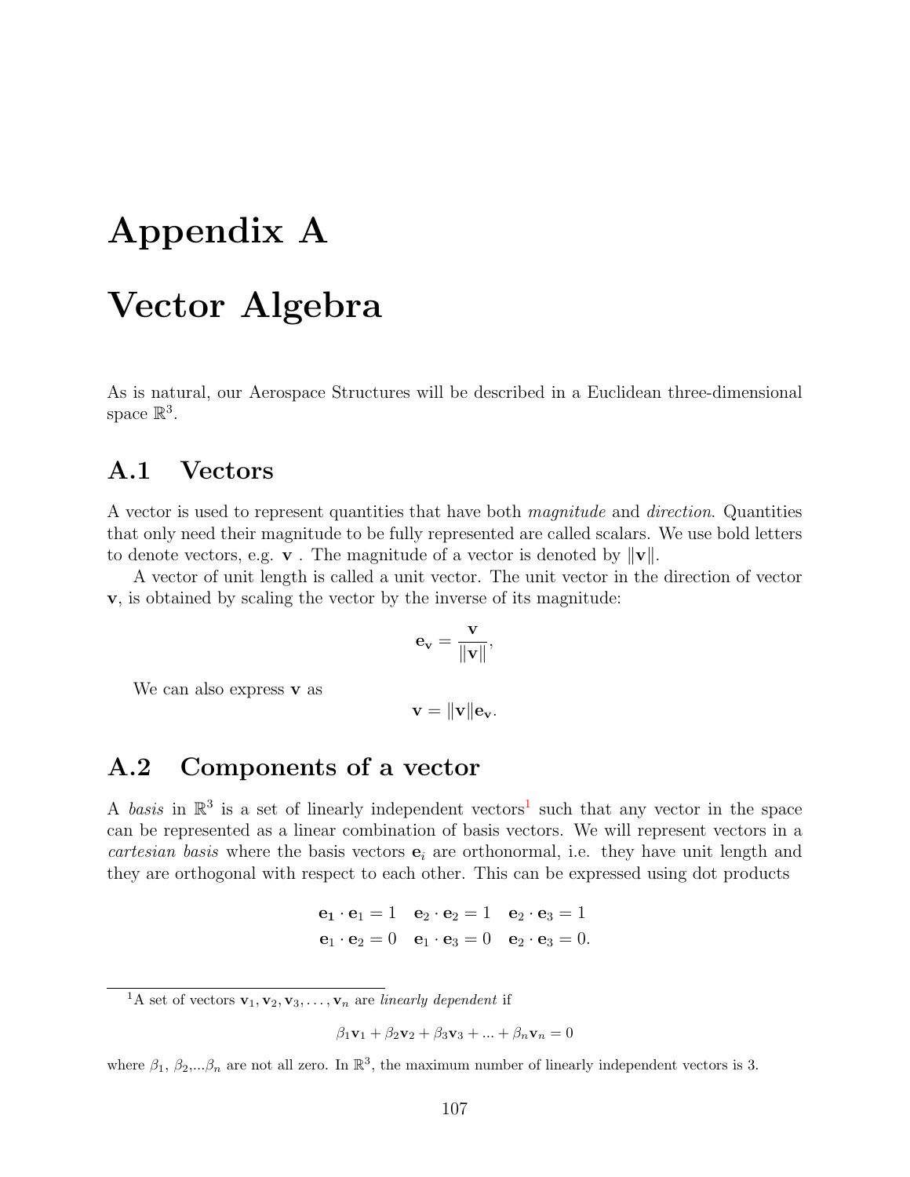# Appendix A

# Vector Algebra

As is natural, our Aerospace Structures will be described in a Euclidean three-dimensional space $\mathbb{R}^3$.

## A.1 Vectors

A vector is used to represent quantities that have both *magnitude* and *direction*. Quantities that only need their magnitude to be fully represented are called scalars. We use bold letters to denote vectors, e.g. $\mathbf{v}$ . The magnitude of a vector is denoted by $\|\mathbf{v}\|$.

A vector of unit length is called a unit vector. The unit vector in the direction of vector $\mathbf{v}$, is obtained by scaling the vector by the inverse of its magnitude:

$$\mathbf{e}_{\mathbf{v}} = \frac{\mathbf{v}}{\|\mathbf{v}\|},$$

We can also express $\mathbf{v}$ as

$$\mathbf{v} = \|\mathbf{v}\|\mathbf{e}_{\mathbf{v}}.$$

## A.2 Components of a vector

A *basis* in $\mathbb{R}^3$ is a set of linearly independent vectors[1] such that any vector in the space can be represented as a linear combination of basis vectors. We will represent vectors in a *cartesian basis* where the basis vectors $\mathbf{e}_i$ are orthonormal, i.e. they have unit length and they are orthogonal with respect to each other. This can be expressed using dot products

$$\begin{aligned} \mathbf{e_1} \cdot \mathbf{e}_1 = 1 \quad \mathbf{e}_2 \cdot \mathbf{e}_2 = 1 \quad \mathbf{e}_2 \cdot \mathbf{e}_3 = 1 \\ \mathbf{e}_1 \cdot \mathbf{e}_2 = 0 \quad \mathbf{e}_1 \cdot \mathbf{e}_3 = 0 \quad \mathbf{e}_2 \cdot \mathbf{e}_3 = 0. \end{aligned}$$

---

[1] A set of vectors $\mathbf{v}_1, \mathbf{v}_2, \mathbf{v}_3, \ldots, \mathbf{v}_n$ are *linearly dependent* if

$$\beta_1\mathbf{v}_1 + \beta_2\mathbf{v}_2 + \beta_3\mathbf{v}_3 + \ldots + \beta_n\mathbf{v}_n = 0$$

where $\beta_1$, $\beta_2$,...$\beta_n$ are not all zero. In $\mathbb{R}^3$, the maximum number of linearly independent vectors is 3.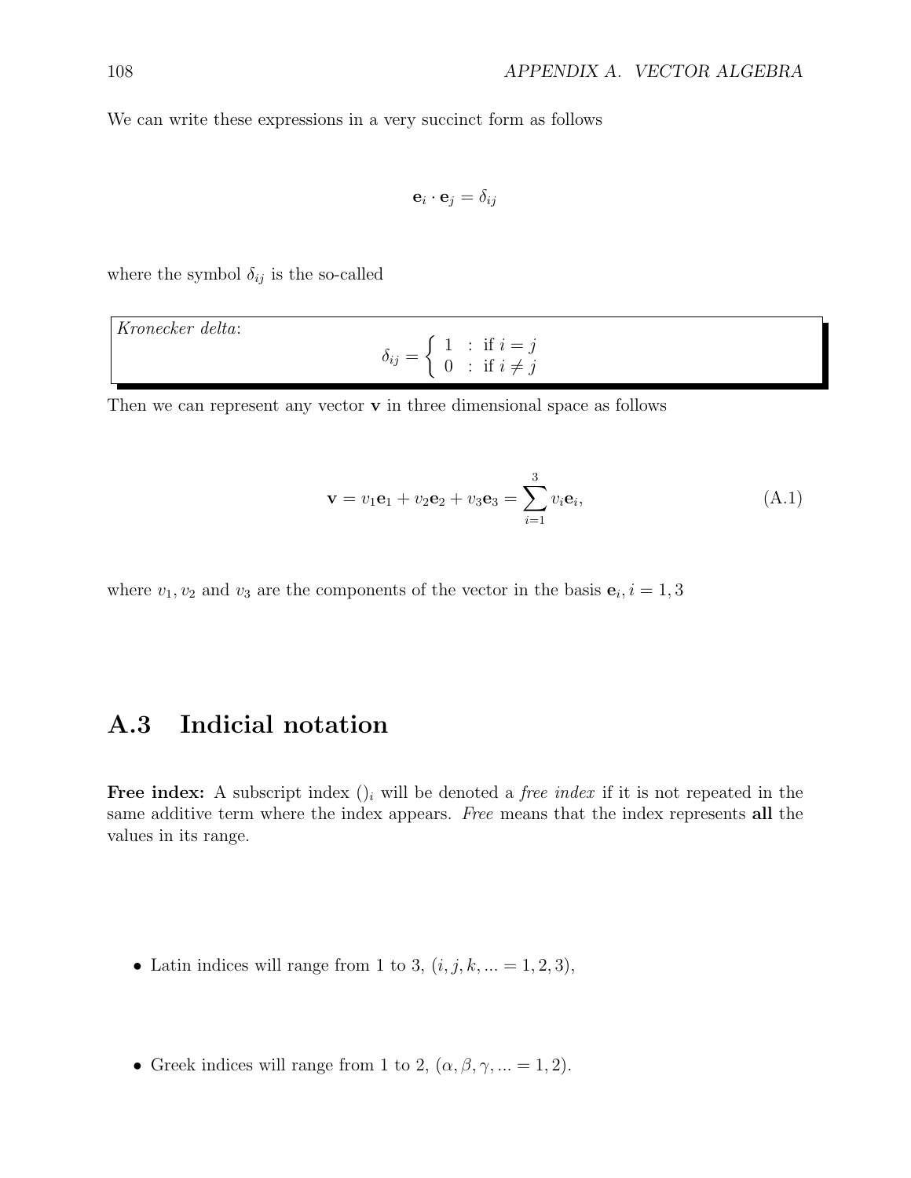We can write these expressions in a very succinct form as follows

$$\mathbf{e}_i \cdot \mathbf{e}_j = \delta_{ij}$$

where the symbol $\delta_{ij}$ is the so-called

*Kronecker delta*:

$$\delta_{ij} = \begin{cases} 1 & : \text{ if } i = j \\ 0 & : \text{ if } i \neq j \end{cases}$$

Then we can represent any vector $\mathbf{v}$ in three dimensional space as follows

$$\mathbf{v} = v_1\mathbf{e}_1 + v_2\mathbf{e}_2 + v_3\mathbf{e}_3 = \sum_{i=1}^{3} v_i\mathbf{e}_i, \tag{A.1}$$

where $v_1, v_2$ and $v_3$ are the components of the vector in the basis $\mathbf{e}_i, i = 1, 3$

## A.3 Indicial notation

**Free index:** A subscript index $()_i$ will be denoted a *free index* if it is not repeated in the same additive term where the index appears. *Free* means that the index represents **all** the values in its range.

- Latin indices will range from 1 to 3, $(i, j, k, ... = 1, 2, 3)$,

- Greek indices will range from 1 to 2, $(\alpha, \beta, \gamma, ... = 1, 2)$.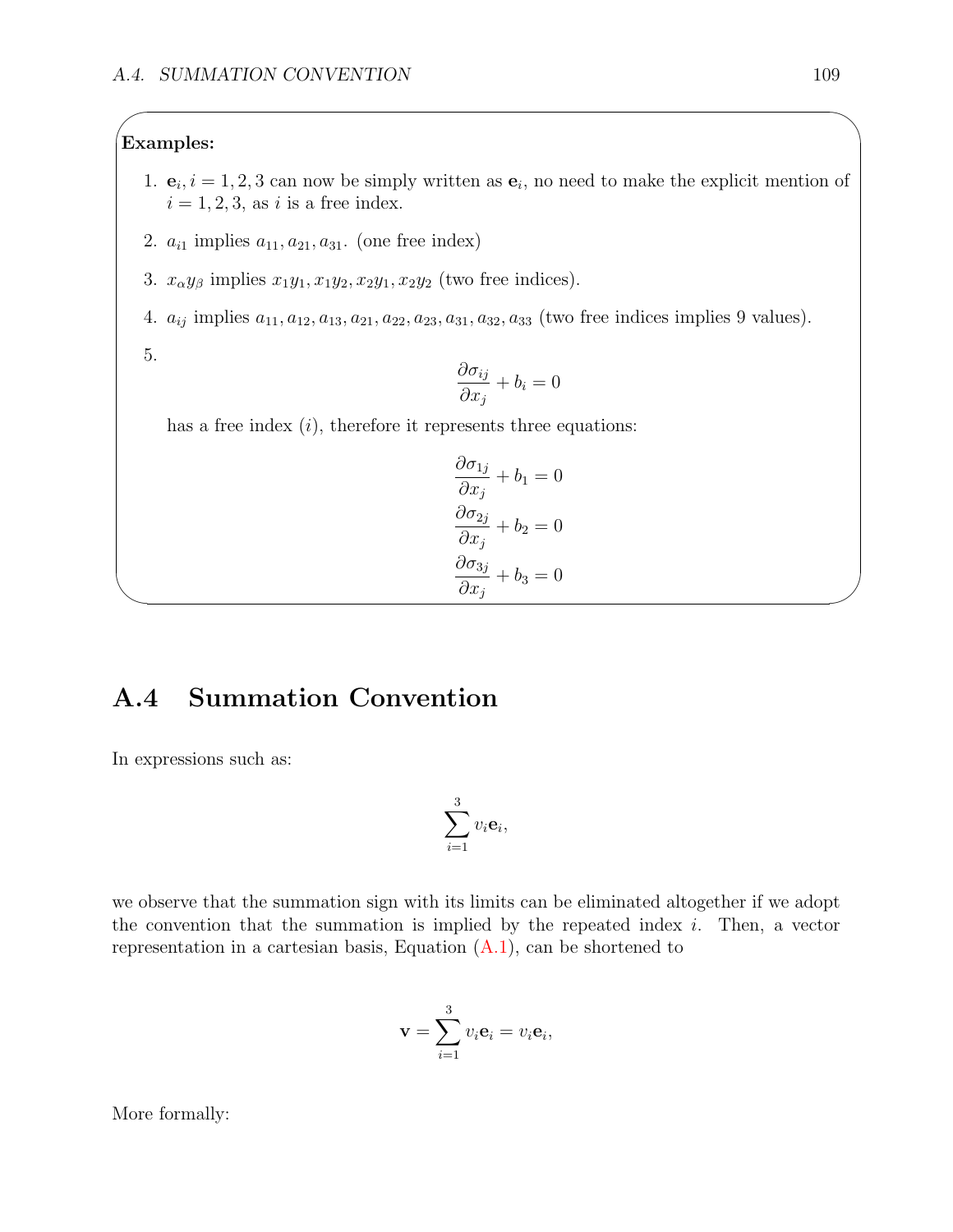**Examples:**

1. $\mathbf{e}_i, i = 1, 2, 3$ can now be simply written as $\mathbf{e}_i$, no need to make the explicit mention of $i = 1, 2, 3$, as $i$ is a free index.

2. $a_{i1}$ implies $a_{11}, a_{21}, a_{31}$. (one free index)

3. $x_\alpha y_\beta$ implies $x_1y_1, x_1y_2, x_2y_1, x_2y_2$ (two free indices).

4. $a_{ij}$ implies $a_{11}, a_{12}, a_{13}, a_{21}, a_{22}, a_{23}, a_{31}, a_{32}, a_{33}$ (two free indices implies 9 values).

5. $$\frac{\partial \sigma_{ij}}{\partial x_j} + b_i = 0$$

   has a free index ($i$), therefore it represents three equations:

   $$\frac{\partial \sigma_{1j}}{\partial x_j} + b_1 = 0$$
   $$\frac{\partial \sigma_{2j}}{\partial x_j} + b_2 = 0$$
   $$\frac{\partial \sigma_{3j}}{\partial x_j} + b_3 = 0$$

## A.4 Summation Convention

In expressions such as:

$$\sum_{i=1}^{3} v_i \mathbf{e}_i,$$

we observe that the summation sign with its limits can be eliminated altogether if we adopt the convention that the summation is implied by the repeated index $i$. Then, a vector representation in a cartesian basis, Equation (A.1), can be shortened to

$$\mathbf{v} = \sum_{i=1}^{3} v_i \mathbf{e}_i = v_i \mathbf{e}_i,$$

More formally: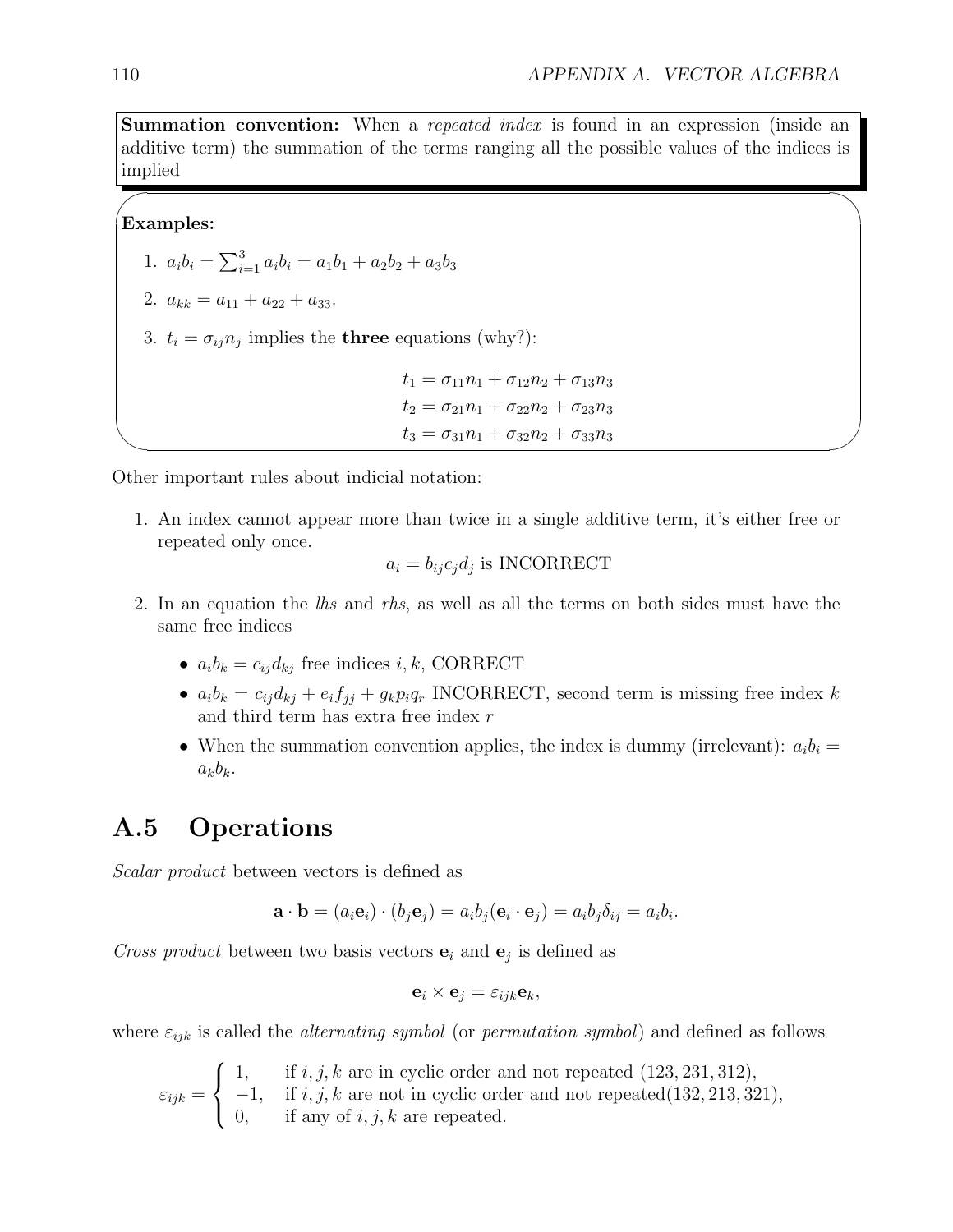**Summation convention:** When a *repeated index* is found in an expression (inside an additive term) the summation of the terms ranging all the possible values of the indices is implied

**Examples:**

1. $a_i b_i = \sum_{i=1}^{3} a_i b_i = a_1 b_1 + a_2 b_2 + a_3 b_3$
2. $a_{kk} = a_{11} + a_{22} + a_{33}$.
3. $t_i = \sigma_{ij} n_j$ implies the **three** equations (why?):

$$
\begin{aligned}
t_1 &= \sigma_{11} n_1 + \sigma_{12} n_2 + \sigma_{13} n_3 \\
t_2 &= \sigma_{21} n_1 + \sigma_{22} n_2 + \sigma_{23} n_3 \\
t_3 &= \sigma_{31} n_1 + \sigma_{32} n_2 + \sigma_{33} n_3
\end{aligned}
$$

Other important rules about indicial notation:

1. An index cannot appear more than twice in a single additive term, it's either free or repeated only once.

   $$a_i = b_{ij} c_j d_j \text{ is INCORRECT}$$

2. In an equation the *lhs* and *rhs*, as well as all the terms on both sides must have the same free indices

   - $a_i b_k = c_{ij} d_{kj}$ free indices $i, k$, CORRECT
   - $a_i b_k = c_{ij} d_{kj} + e_i f_{jj} + g_k p_i q_r$ INCORRECT, second term is missing free index $k$ and third term has extra free index $r$
   - When the summation convention applies, the index is dummy (irrelevant): $a_i b_i = a_k b_k$.

## A.5 Operations

*Scalar product* between vectors is defined as

$$\mathbf{a} \cdot \mathbf{b} = (a_i \mathbf{e}_i) \cdot (b_j \mathbf{e}_j) = a_i b_j (\mathbf{e}_i \cdot \mathbf{e}_j) = a_i b_j \delta_{ij} = a_i b_i.$$

*Cross product* between two basis vectors $\mathbf{e}_i$ and $\mathbf{e}_j$ is defined as

$$\mathbf{e}_i \times \mathbf{e}_j = \varepsilon_{ijk} \mathbf{e}_k,$$

where $\varepsilon_{ijk}$ is called the *alternating symbol* (or *permutation symbol*) and defined as follows

$$
\varepsilon_{ijk} = \begin{cases}
1, & \text{if } i, j, k \text{ are in cyclic order and not repeated } (123, 231, 312), \\
-1, & \text{if } i, j, k \text{ are not in cyclic order and not repeated} (132, 213, 321), \\
0, & \text{if any of } i, j, k \text{ are repeated.}
\end{cases}
$$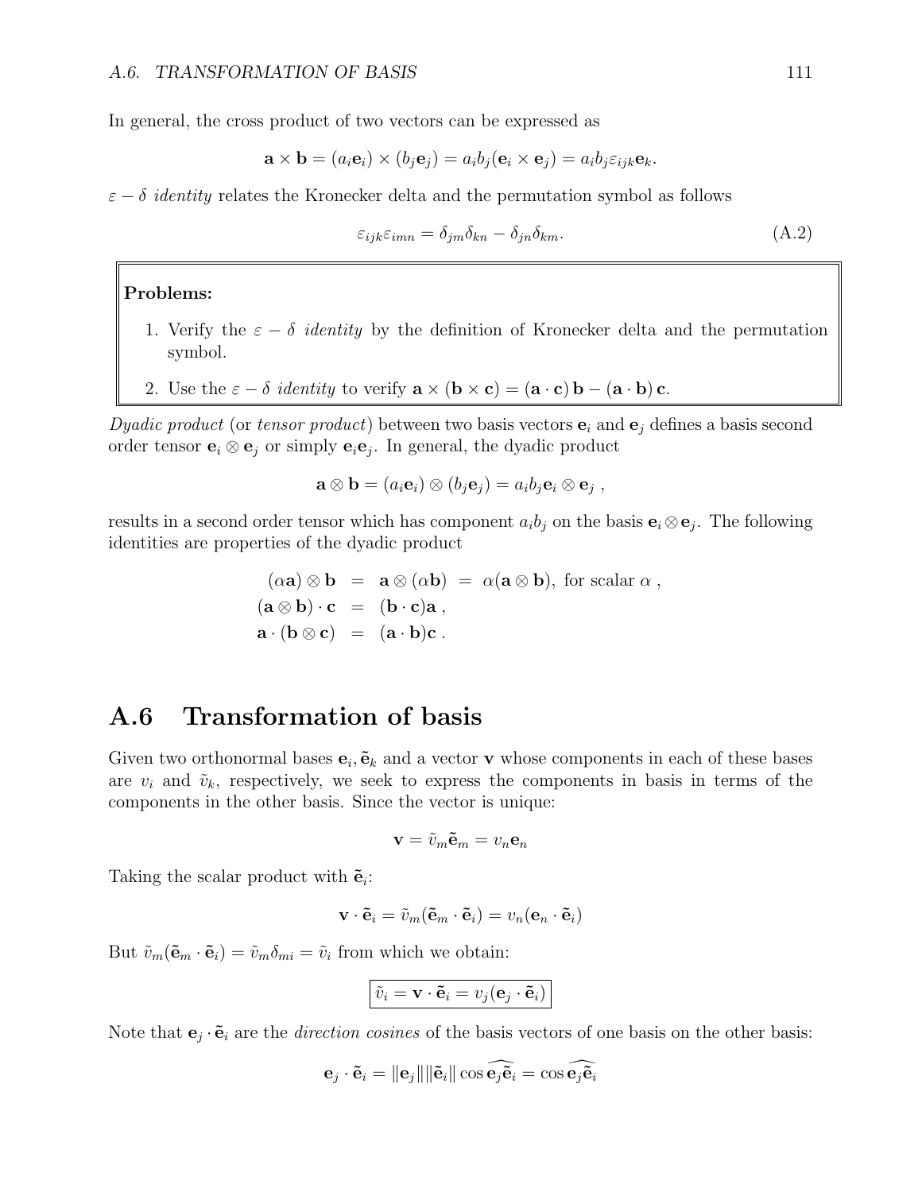In general, the cross product of two vectors can be expressed as

$$\mathbf{a} \times \mathbf{b} = (a_i \mathbf{e}_i) \times (b_j \mathbf{e}_j) = a_i b_j (\mathbf{e}_i \times \mathbf{e}_j) = a_i b_j \varepsilon_{ijk} \mathbf{e}_k.$$

$\varepsilon - \delta$ *identity* relates the Kronecker delta and the permutation symbol as follows

$$\varepsilon_{ijk}\varepsilon_{imn} = \delta_{jm}\delta_{kn} - \delta_{jn}\delta_{km}. \tag{A.2}$$

**Problems:**

1. Verify the $\varepsilon - \delta$ *identity* by the definition of Kronecker delta and the permutation symbol.
2. Use the $\varepsilon - \delta$ *identity* to verify $\mathbf{a} \times (\mathbf{b} \times \mathbf{c}) = (\mathbf{a} \cdot \mathbf{c})\,\mathbf{b} - (\mathbf{a} \cdot \mathbf{b})\,\mathbf{c}$.

*Dyadic product* (or *tensor product*) between two basis vectors $\mathbf{e}_i$ and $\mathbf{e}_j$ defines a basis second order tensor $\mathbf{e}_i \otimes \mathbf{e}_j$ or simply $\mathbf{e}_i \mathbf{e}_j$. In general, the dyadic product

$$\mathbf{a} \otimes \mathbf{b} = (a_i \mathbf{e}_i) \otimes (b_j \mathbf{e}_j) = a_i b_j \mathbf{e}_i \otimes \mathbf{e}_j \ ,$$

results in a second order tensor which has component $a_i b_j$ on the basis $\mathbf{e}_i \otimes \mathbf{e}_j$. The following identities are properties of the dyadic product

$$\begin{aligned}
(\alpha \mathbf{a}) \otimes \mathbf{b} &= \mathbf{a} \otimes (\alpha \mathbf{b}) \ = \ \alpha (\mathbf{a} \otimes \mathbf{b}), \text{ for scalar } \alpha \ , \\
(\mathbf{a} \otimes \mathbf{b}) \cdot \mathbf{c} &= (\mathbf{b} \cdot \mathbf{c})\mathbf{a} \ , \\
\mathbf{a} \cdot (\mathbf{b} \otimes \mathbf{c}) &= (\mathbf{a} \cdot \mathbf{b})\mathbf{c} \ .
\end{aligned}$$

## A.6 Transformation of basis

Given two orthonormal bases $\mathbf{e}_i, \tilde{\mathbf{e}}_k$ and a vector $\mathbf{v}$ whose components in each of these bases are $v_i$ and $\tilde{v}_k$, respectively, we seek to express the components in basis in terms of the components in the other basis. Since the vector is unique:

$$\mathbf{v} = \tilde{v}_m \tilde{\mathbf{e}}_m = v_n \mathbf{e}_n$$

Taking the scalar product with $\tilde{\mathbf{e}}_i$:

$$\mathbf{v} \cdot \tilde{\mathbf{e}}_i = \tilde{v}_m (\tilde{\mathbf{e}}_m \cdot \tilde{\mathbf{e}}_i) = v_n (\mathbf{e}_n \cdot \tilde{\mathbf{e}}_i)$$

But $\tilde{v}_m (\tilde{\mathbf{e}}_m \cdot \tilde{\mathbf{e}}_i) = \tilde{v}_m \delta_{mi} = \tilde{v}_i$ from which we obtain:

$$\boxed{\tilde{v}_i = \mathbf{v} \cdot \tilde{\mathbf{e}}_i = v_j (\mathbf{e}_j \cdot \tilde{\mathbf{e}}_i)}$$

Note that $\mathbf{e}_j \cdot \tilde{\mathbf{e}}_i$ are the *direction cosines* of the basis vectors of one basis on the other basis:

$$\mathbf{e}_j \cdot \tilde{\mathbf{e}}_i = \|\mathbf{e}_j\| \|\tilde{\mathbf{e}}_i\| \cos \widehat{\mathbf{e}_j \tilde{\mathbf{e}}_i} = \cos \widehat{\mathbf{e}_j \tilde{\mathbf{e}}_i}$$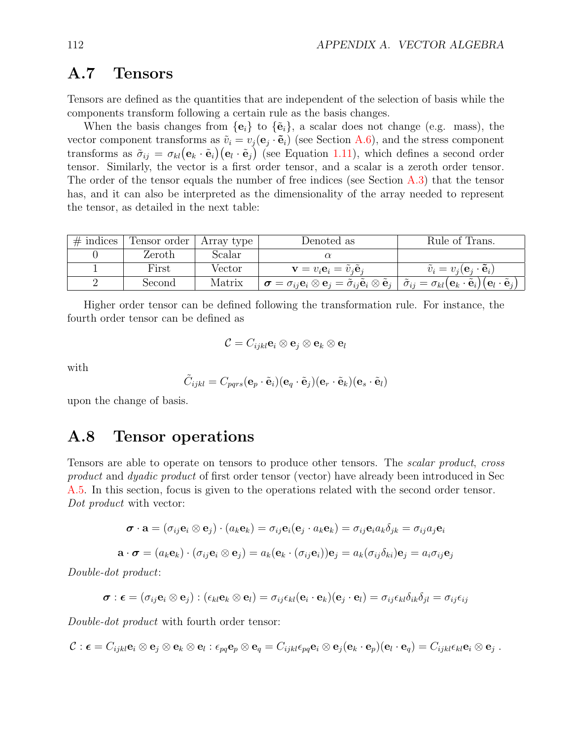## A.7 Tensors

Tensors are defined as the quantities that are independent of the selection of basis while the components transform following a certain rule as the basis changes.

When the basis changes from $\{\mathbf{e}_i\}$ to $\{\tilde{\mathbf{e}}_i\}$, a scalar does not change (e.g. mass), the vector component transforms as $\tilde{v}_i = v_j(\mathbf{e}_j \cdot \tilde{\mathbf{e}}_i)$ (see Section A.6), and the stress component transforms as $\tilde{\sigma}_{ij} = \sigma_{kl}\big(\mathbf{e}_k \cdot \tilde{\mathbf{e}}_i\big)\big(\mathbf{e}_l \cdot \tilde{\mathbf{e}}_j\big)$ (see Equation 1.11), which defines a second order tensor. Similarly, the vector is a first order tensor, and a scalar is a zeroth order tensor. The order of the tensor equals the number of free indices (see Section A.3) that the tensor has, and it can also be interpreted as the dimensionality of the array needed to represent the tensor, as detailed in the next table:

| # indices | Tensor order | Array type | Denoted as | Rule of Trans. |
|---|---|---|---|---|
| 0 | Zeroth | Scalar | $\alpha$ | |
| 1 | First | Vector | $\mathbf{v} = v_i\mathbf{e}_i = \tilde{v}_j\tilde{\mathbf{e}}_j$ | $\tilde{v}_i = v_j\big(\mathbf{e}_j \cdot \tilde{\mathbf{e}}_i\big)$ |
| 2 | Second | Matrix | $\boldsymbol{\sigma} = \sigma_{ij}\mathbf{e}_i \otimes \mathbf{e}_j = \tilde{\sigma}_{ij}\tilde{\mathbf{e}}_i \otimes \tilde{\mathbf{e}}_j$ | $\tilde{\sigma}_{ij} = \sigma_{kl}\big(\mathbf{e}_k \cdot \tilde{\mathbf{e}}_i\big)\big(\mathbf{e}_l \cdot \tilde{\mathbf{e}}_j\big)$ |

Higher order tensor can be defined following the transformation rule. For instance, the fourth order tensor can be defined as

$$\mathcal{C} = C_{ijkl}\mathbf{e}_i \otimes \mathbf{e}_j \otimes \mathbf{e}_k \otimes \mathbf{e}_l$$

with

$$\tilde{C}_{ijkl} = C_{pqrs}(\mathbf{e}_p \cdot \tilde{\mathbf{e}}_i)(\mathbf{e}_q \cdot \tilde{\mathbf{e}}_j)(\mathbf{e}_r \cdot \tilde{\mathbf{e}}_k)(\mathbf{e}_s \cdot \tilde{\mathbf{e}}_l)$$

upon the change of basis.

## A.8 Tensor operations

Tensors are able to operate on tensors to produce other tensors. The *scalar product*, *cross product* and *dyadic product* of first order tensor (vector) have already been introduced in Sec A.5. In this section, focus is given to the operations related with the second order tensor. *Dot product* with vector:

$$\boldsymbol{\sigma} \cdot \mathbf{a} = (\sigma_{ij}\mathbf{e}_i \otimes \mathbf{e}_j) \cdot (a_k\mathbf{e}_k) = \sigma_{ij}\mathbf{e}_i(\mathbf{e}_j \cdot a_k\mathbf{e}_k) = \sigma_{ij}\mathbf{e}_i a_k\delta_{jk} = \sigma_{ij}a_j\mathbf{e}_i$$

$$\mathbf{a} \cdot \boldsymbol{\sigma} = (a_k\mathbf{e}_k) \cdot (\sigma_{ij}\mathbf{e}_i \otimes \mathbf{e}_j) = a_k(\mathbf{e}_k \cdot (\sigma_{ij}\mathbf{e}_i))\mathbf{e}_j = a_k(\sigma_{ij}\delta_{ki})\mathbf{e}_j = a_i\sigma_{ij}\mathbf{e}_j$$

*Double-dot product*:

$$\boldsymbol{\sigma} : \boldsymbol{\epsilon} = (\sigma_{ij}\mathbf{e}_i \otimes \mathbf{e}_j) : (\epsilon_{kl}\mathbf{e}_k \otimes \mathbf{e}_l) = \sigma_{ij}\epsilon_{kl}(\mathbf{e}_i \cdot \mathbf{e}_k)(\mathbf{e}_j \cdot \mathbf{e}_l) = \sigma_{ij}\epsilon_{kl}\delta_{ik}\delta_{jl} = \sigma_{ij}\epsilon_{ij}$$

*Double-dot product* with fourth order tensor:

$$\mathcal{C} : \boldsymbol{\epsilon} = C_{ijkl}\mathbf{e}_i \otimes \mathbf{e}_j \otimes \mathbf{e}_k \otimes \mathbf{e}_l : \epsilon_{pq}\mathbf{e}_p \otimes \mathbf{e}_q = C_{ijkl}\epsilon_{pq}\mathbf{e}_i \otimes \mathbf{e}_j(\mathbf{e}_k \cdot \mathbf{e}_p)(\mathbf{e}_l \cdot \mathbf{e}_q) = C_{ijkl}\epsilon_{kl}\mathbf{e}_i \otimes \mathbf{e}_j \ .$$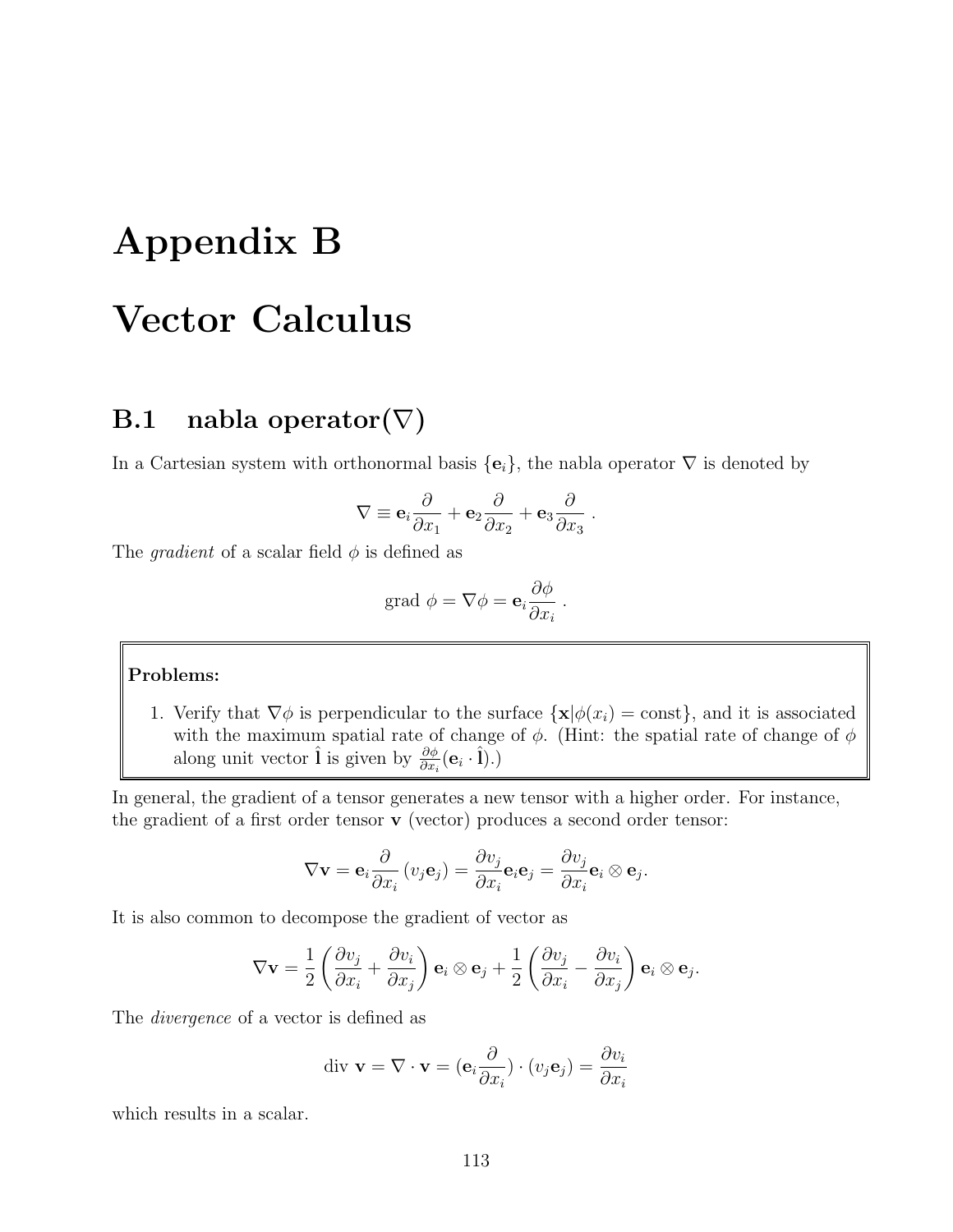# Appendix B

# Vector Calculus

## B.1 nabla operator($\nabla$)

In a Cartesian system with orthonormal basis $\{\mathbf{e}_i\}$, the nabla operator $\nabla$ is denoted by

$$\nabla \equiv \mathbf{e}_i \frac{\partial}{\partial x_1} + \mathbf{e}_2 \frac{\partial}{\partial x_2} + \mathbf{e}_3 \frac{\partial}{\partial x_3} \ .$$

The *gradient* of a scalar field $\phi$ is defined as

$$\text{grad } \phi = \nabla \phi = \mathbf{e}_i \frac{\partial \phi}{\partial x_i} \ .$$

**Problems:**

1. Verify that $\nabla \phi$ is perpendicular to the surface $\{\mathbf{x} | \phi(x_i) = \text{const}\}$, and it is associated with the maximum spatial rate of change of $\phi$. (Hint: the spatial rate of change of $\phi$ along unit vector $\hat{\mathbf{l}}$ is given by $\frac{\partial \phi}{\partial x_i}(\mathbf{e}_i \cdot \hat{\mathbf{l}})$.)

In general, the gradient of a tensor generates a new tensor with a higher order. For instance, the gradient of a first order tensor $\mathbf{v}$ (vector) produces a second order tensor:

$$\nabla \mathbf{v} = \mathbf{e}_i \frac{\partial}{\partial x_i} (v_j \mathbf{e}_j) = \frac{\partial v_j}{\partial x_i} \mathbf{e}_i \mathbf{e}_j = \frac{\partial v_j}{\partial x_i} \mathbf{e}_i \otimes \mathbf{e}_j.$$

It is also common to decompose the gradient of vector as

$$\nabla \mathbf{v} = \frac{1}{2} \left( \frac{\partial v_j}{\partial x_i} + \frac{\partial v_i}{\partial x_j} \right) \mathbf{e}_i \otimes \mathbf{e}_j + \frac{1}{2} \left( \frac{\partial v_j}{\partial x_i} - \frac{\partial v_i}{\partial x_j} \right) \mathbf{e}_i \otimes \mathbf{e}_j.$$

The *divergence* of a vector is defined as

$$\text{div } \mathbf{v} = \nabla \cdot \mathbf{v} = (\mathbf{e}_i \frac{\partial}{\partial x_i}) \cdot (v_j \mathbf{e}_j) = \frac{\partial v_i}{\partial x_i}$$

which results in a scalar.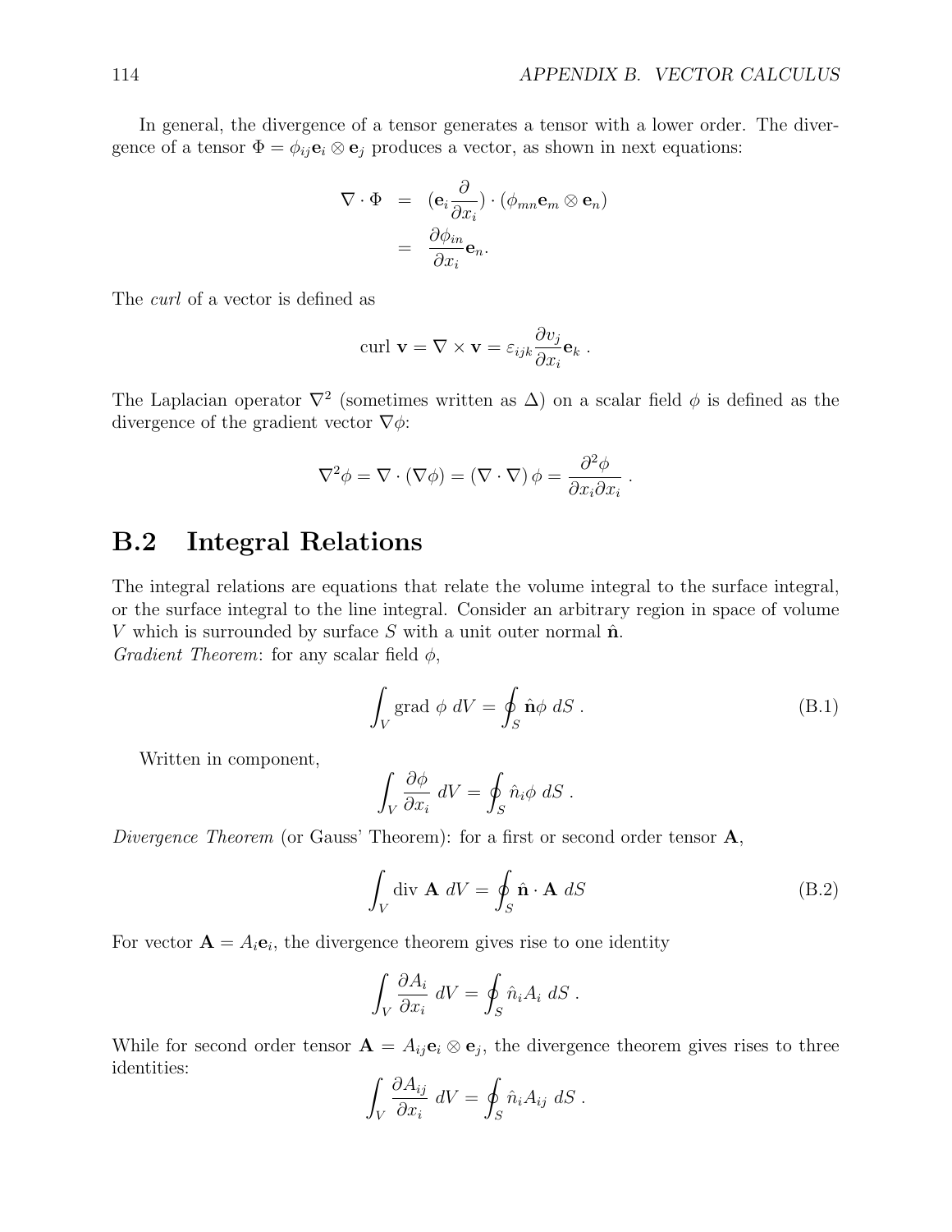In general, the divergence of a tensor generates a tensor with a lower order. The divergence of a tensor $\Phi = \phi_{ij}\mathbf{e}_i \otimes \mathbf{e}_j$ produces a vector, as shown in next equations:

$$
\begin{aligned}
\nabla \cdot \Phi &= (\mathbf{e}_i \frac{\partial}{\partial x_i}) \cdot (\phi_{mn}\mathbf{e}_m \otimes \mathbf{e}_n) \\
&= \frac{\partial \phi_{in}}{\partial x_i}\mathbf{e}_n.
\end{aligned}
$$

The *curl* of a vector is defined as

$$
\text{curl } \mathbf{v} = \nabla \times \mathbf{v} = \varepsilon_{ijk}\frac{\partial v_j}{\partial x_i}\mathbf{e}_k \ .
$$

The Laplacian operator $\nabla^2$ (sometimes written as $\Delta$) on a scalar field $\phi$ is defined as the divergence of the gradient vector $\nabla\phi$:

$$
\nabla^2\phi = \nabla \cdot (\nabla\phi) = (\nabla \cdot \nabla)\,\phi = \frac{\partial^2\phi}{\partial x_i \partial x_i} \ .
$$

## B.2 Integral Relations

The integral relations are equations that relate the volume integral to the surface integral, or the surface integral to the line integral. Consider an arbitrary region in space of volume $V$ which is surrounded by surface $S$ with a unit outer normal $\hat{\mathbf{n}}$.

*Gradient Theorem*: for any scalar field $\phi$,

$$
\int_V \text{grad } \phi \ dV = \oint_S \hat{\mathbf{n}}\phi \ dS \ . \tag{B.1}
$$

Written in component,

$$
\int_V \frac{\partial \phi}{\partial x_i} \ dV = \oint_S \hat{n}_i\phi \ dS \ .
$$

*Divergence Theorem* (or Gauss' Theorem): for a first or second order tensor $\mathbf{A}$,

$$
\int_V \text{div } \mathbf{A} \ dV = \oint_S \hat{\mathbf{n}} \cdot \mathbf{A} \ dS \tag{B.2}
$$

For vector $\mathbf{A} = A_i\mathbf{e}_i$, the divergence theorem gives rise to one identity

$$
\int_V \frac{\partial A_i}{\partial x_i} \ dV = \oint_S \hat{n}_i A_i \ dS \ .
$$

While for second order tensor $\mathbf{A} = A_{ij}\mathbf{e}_i \otimes \mathbf{e}_j$, the divergence theorem gives rises to three identities:

$$
\int_V \frac{\partial A_{ij}}{\partial x_i} \ dV = \oint_S \hat{n}_i A_{ij} \ dS \ .
$$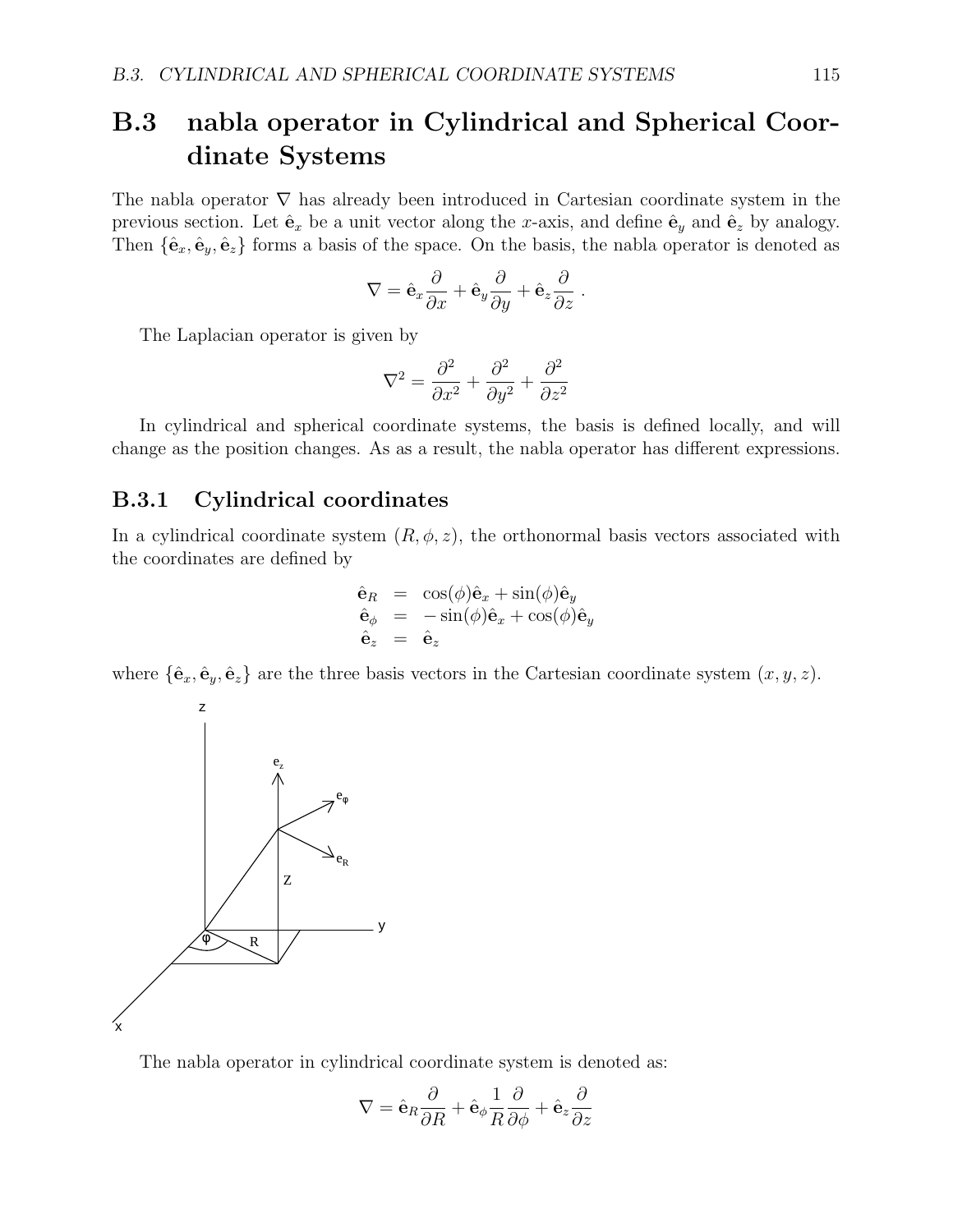## B.3 nabla operator in Cylindrical and Spherical Coordinate Systems

The nabla operator $\nabla$ has already been introduced in Cartesian coordinate system in the previous section. Let $\hat{\mathbf{e}}_x$ be a unit vector along the $x$-axis, and define $\hat{\mathbf{e}}_y$ and $\hat{\mathbf{e}}_z$ by analogy. Then $\{\hat{\mathbf{e}}_x, \hat{\mathbf{e}}_y, \hat{\mathbf{e}}_z\}$ forms a basis of the space. On the basis, the nabla operator is denoted as

$$\nabla = \hat{\mathbf{e}}_x \frac{\partial}{\partial x} + \hat{\mathbf{e}}_y \frac{\partial}{\partial y} + \hat{\mathbf{e}}_z \frac{\partial}{\partial z} \ .$$

The Laplacian operator is given by

$$\nabla^2 = \frac{\partial^2}{\partial x^2} + \frac{\partial^2}{\partial y^2} + \frac{\partial^2}{\partial z^2}$$

In cylindrical and spherical coordinate systems, the basis is defined locally, and will change as the position changes. As as a result, the nabla operator has different expressions.

### B.3.1 Cylindrical coordinates

In a cylindrical coordinate system $(R, \phi, z)$, the orthonormal basis vectors associated with the coordinates are defined by

$$\begin{aligned} \hat{\mathbf{e}}_R &= \cos(\phi)\hat{\mathbf{e}}_x + \sin(\phi)\hat{\mathbf{e}}_y \\ \hat{\mathbf{e}}_\phi &= -\sin(\phi)\hat{\mathbf{e}}_x + \cos(\phi)\hat{\mathbf{e}}_y \\ \hat{\mathbf{e}}_z &= \hat{\mathbf{e}}_z \end{aligned}$$

where $\{\hat{\mathbf{e}}_x, \hat{\mathbf{e}}_y, \hat{\mathbf{e}}_z\}$ are the three basis vectors in the Cartesian coordinate system $(x, y, z)$.

The nabla operator in cylindrical coordinate system is denoted as:

$$\nabla = \hat{\mathbf{e}}_R \frac{\partial}{\partial R} + \hat{\mathbf{e}}_\phi \frac{1}{R} \frac{\partial}{\partial \phi} + \hat{\mathbf{e}}_z \frac{\partial}{\partial z}$$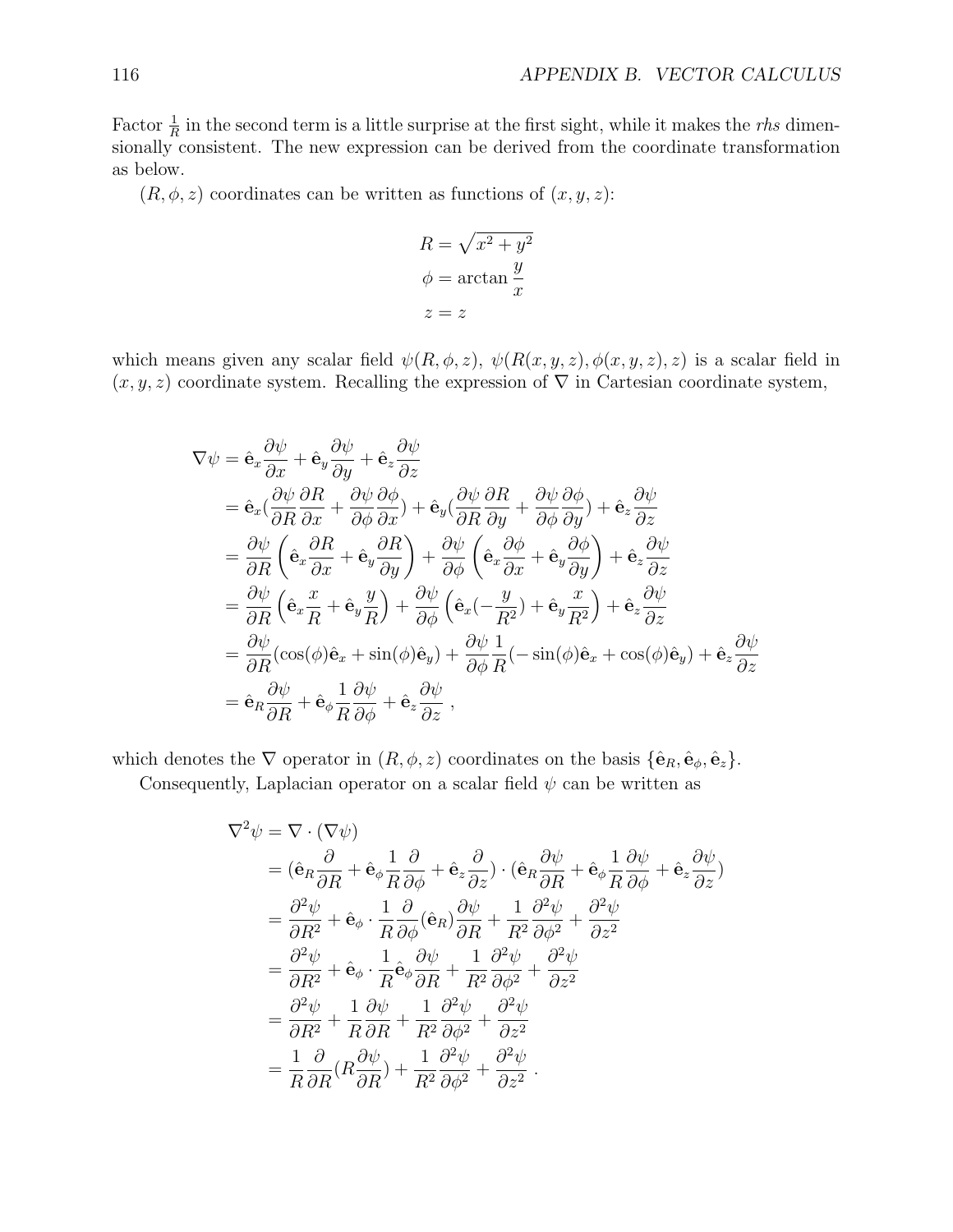Factor $\frac{1}{R}$ in the second term is a little surprise at the first sight, while it makes the *rhs* dimensionally consistent. The new expression can be derived from the coordinate transformation as below.

$(R, \phi, z)$ coordinates can be written as functions of $(x, y, z)$:

$$
\begin{aligned}
R &= \sqrt{x^2 + y^2} \\
\phi &= \arctan \frac{y}{x} \\
z &= z
\end{aligned}
$$

which means given any scalar field $\psi(R, \phi, z)$, $\psi(R(x, y, z), \phi(x, y, z), z)$ is a scalar field in $(x, y, z)$ coordinate system. Recalling the expression of $\nabla$ in Cartesian coordinate system,

$$
\begin{aligned}
\nabla \psi &= \hat{\mathbf{e}}_x \frac{\partial \psi}{\partial x} + \hat{\mathbf{e}}_y \frac{\partial \psi}{\partial y} + \hat{\mathbf{e}}_z \frac{\partial \psi}{\partial z} \\
&= \hat{\mathbf{e}}_x (\frac{\partial \psi}{\partial R}\frac{\partial R}{\partial x} + \frac{\partial \psi}{\partial \phi}\frac{\partial \phi}{\partial x}) + \hat{\mathbf{e}}_y (\frac{\partial \psi}{\partial R}\frac{\partial R}{\partial y} + \frac{\partial \psi}{\partial \phi}\frac{\partial \phi}{\partial y}) + \hat{\mathbf{e}}_z \frac{\partial \psi}{\partial z} \\
&= \frac{\partial \psi}{\partial R}\left(\hat{\mathbf{e}}_x \frac{\partial R}{\partial x} + \hat{\mathbf{e}}_y \frac{\partial R}{\partial y}\right) + \frac{\partial \psi}{\partial \phi}\left(\hat{\mathbf{e}}_x \frac{\partial \phi}{\partial x} + \hat{\mathbf{e}}_y \frac{\partial \phi}{\partial y}\right) + \hat{\mathbf{e}}_z \frac{\partial \psi}{\partial z} \\
&= \frac{\partial \psi}{\partial R}\left(\hat{\mathbf{e}}_x \frac{x}{R} + \hat{\mathbf{e}}_y \frac{y}{R}\right) + \frac{\partial \psi}{\partial \phi}\left(\hat{\mathbf{e}}_x (-\frac{y}{R^2}) + \hat{\mathbf{e}}_y \frac{x}{R^2}\right) + \hat{\mathbf{e}}_z \frac{\partial \psi}{\partial z} \\
&= \frac{\partial \psi}{\partial R}(\cos(\phi)\hat{\mathbf{e}}_x + \sin(\phi)\hat{\mathbf{e}}_y) + \frac{\partial \psi}{\partial \phi}\frac{1}{R}(-\sin(\phi)\hat{\mathbf{e}}_x + \cos(\phi)\hat{\mathbf{e}}_y) + \hat{\mathbf{e}}_z \frac{\partial \psi}{\partial z} \\
&= \hat{\mathbf{e}}_R \frac{\partial \psi}{\partial R} + \hat{\mathbf{e}}_\phi \frac{1}{R}\frac{\partial \psi}{\partial \phi} + \hat{\mathbf{e}}_z \frac{\partial \psi}{\partial z} \ ,
\end{aligned}
$$

which denotes the $\nabla$ operator in $(R, \phi, z)$ coordinates on the basis $\{\hat{\mathbf{e}}_R, \hat{\mathbf{e}}_\phi, \hat{\mathbf{e}}_z\}$.

Consequently, Laplacian operator on a scalar field $\psi$ can be written as

$$
\begin{aligned}
\nabla^2 \psi &= \nabla \cdot (\nabla \psi) \\
&= (\hat{\mathbf{e}}_R \frac{\partial}{\partial R} + \hat{\mathbf{e}}_\phi \frac{1}{R}\frac{\partial}{\partial \phi} + \hat{\mathbf{e}}_z \frac{\partial}{\partial z}) \cdot (\hat{\mathbf{e}}_R \frac{\partial \psi}{\partial R} + \hat{\mathbf{e}}_\phi \frac{1}{R}\frac{\partial \psi}{\partial \phi} + \hat{\mathbf{e}}_z \frac{\partial \psi}{\partial z}) \\
&= \frac{\partial^2 \psi}{\partial R^2} + \hat{\mathbf{e}}_\phi \cdot \frac{1}{R}\frac{\partial}{\partial \phi}(\hat{\mathbf{e}}_R)\frac{\partial \psi}{\partial R} + \frac{1}{R^2}\frac{\partial^2 \psi}{\partial \phi^2} + \frac{\partial^2 \psi}{\partial z^2} \\
&= \frac{\partial^2 \psi}{\partial R^2} + \hat{\mathbf{e}}_\phi \cdot \frac{1}{R}\hat{\mathbf{e}}_\phi \frac{\partial \psi}{\partial R} + \frac{1}{R^2}\frac{\partial^2 \psi}{\partial \phi^2} + \frac{\partial^2 \psi}{\partial z^2} \\
&= \frac{\partial^2 \psi}{\partial R^2} + \frac{1}{R}\frac{\partial \psi}{\partial R} + \frac{1}{R^2}\frac{\partial^2 \psi}{\partial \phi^2} + \frac{\partial^2 \psi}{\partial z^2} \\
&= \frac{1}{R}\frac{\partial}{\partial R}(R\frac{\partial \psi}{\partial R}) + \frac{1}{R^2}\frac{\partial^2 \psi}{\partial \phi^2} + \frac{\partial^2 \psi}{\partial z^2} \ .
\end{aligned}
$$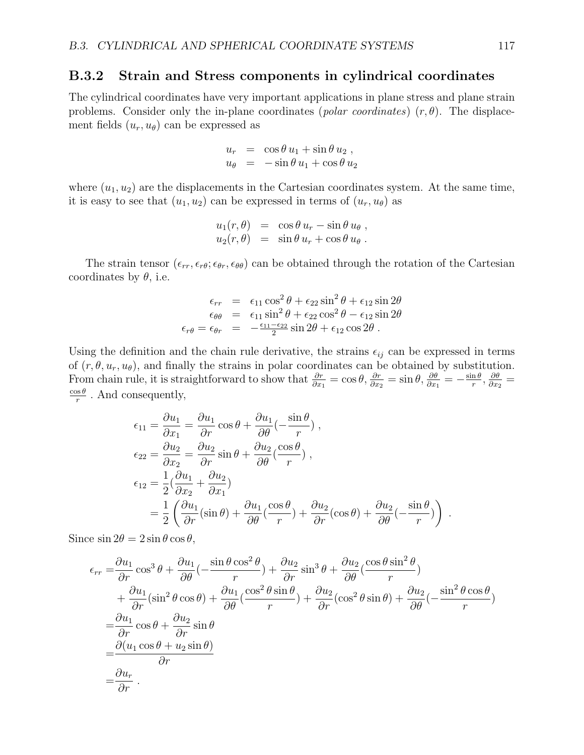### B.3.2 Strain and Stress components in cylindrical coordinates

The cylindrical coordinates have very important applications in plane stress and plane strain problems. Consider only the in-plane coordinates (*polar coordinates*) $(r, \theta)$. The displacement fields $(u_r, u_\theta)$ can be expressed as

$$
\begin{aligned}
u_r &= \cos\theta\, u_1 + \sin\theta\, u_2 \ , \\
u_\theta &= -\sin\theta\, u_1 + \cos\theta\, u_2
\end{aligned}
$$

where $(u_1, u_2)$ are the displacements in the Cartesian coordinates system. At the same time, it is easy to see that $(u_1, u_2)$ can be expressed in terms of $(u_r, u_\theta)$ as

$$
\begin{aligned}
u_1(r,\theta) &= \cos\theta\, u_r - \sin\theta\, u_\theta \ , \\
u_2(r,\theta) &= \sin\theta\, u_r + \cos\theta\, u_\theta \ .
\end{aligned}
$$

The strain tensor $(\epsilon_{rr}, \epsilon_{r\theta}; \epsilon_{\theta r}, \epsilon_{\theta\theta})$ can be obtained through the rotation of the Cartesian coordinates by $\theta$, i.e.

$$
\begin{aligned}
\epsilon_{rr} &= \epsilon_{11}\cos^2\theta + \epsilon_{22}\sin^2\theta + \epsilon_{12}\sin 2\theta \\
\epsilon_{\theta\theta} &= \epsilon_{11}\sin^2\theta + \epsilon_{22}\cos^2\theta - \epsilon_{12}\sin 2\theta \\
\epsilon_{r\theta} = \epsilon_{\theta r} &= -\tfrac{\epsilon_{11}-\epsilon_{22}}{2}\sin 2\theta + \epsilon_{12}\cos 2\theta \ .
\end{aligned}
$$

Using the definition and the chain rule derivative, the strains $\epsilon_{ij}$ can be expressed in terms of $(r, \theta, u_r, u_\theta)$, and finally the strains in polar coordinates can be obtained by substitution. From chain rule, it is straightforward to show that $\frac{\partial r}{\partial x_1} = \cos\theta$, $\frac{\partial r}{\partial x_2} = \sin\theta$, $\frac{\partial \theta}{\partial x_1} = -\frac{\sin\theta}{r}$, $\frac{\partial \theta}{\partial x_2} = \frac{\cos\theta}{r}$ . And consequently,

$$
\begin{aligned}
\epsilon_{11} &= \frac{\partial u_1}{\partial x_1} = \frac{\partial u_1}{\partial r}\cos\theta + \frac{\partial u_1}{\partial \theta}(-\frac{\sin\theta}{r}) \ , \\
\epsilon_{22} &= \frac{\partial u_2}{\partial x_2} = \frac{\partial u_2}{\partial r}\sin\theta + \frac{\partial u_2}{\partial \theta}(\frac{\cos\theta}{r}) \ , \\
\epsilon_{12} &= \frac{1}{2}(\frac{\partial u_1}{\partial x_2} + \frac{\partial u_2}{\partial x_1}) \\
&= \frac{1}{2}\left(\frac{\partial u_1}{\partial r}(\sin\theta) + \frac{\partial u_1}{\partial \theta}(\frac{\cos\theta}{r}) + \frac{\partial u_2}{\partial r}(\cos\theta) + \frac{\partial u_2}{\partial \theta}(-\frac{\sin\theta}{r})\right) \ .
\end{aligned}
$$

Since $\sin 2\theta = 2\sin\theta\cos\theta$,

$$
\begin{aligned}
\epsilon_{rr} =& \frac{\partial u_1}{\partial r}\cos^3\theta + \frac{\partial u_1}{\partial \theta}(-\frac{\sin\theta\cos^2\theta}{r}) + \frac{\partial u_2}{\partial r}\sin^3\theta + \frac{\partial u_2}{\partial \theta}(\frac{\cos\theta\sin^2\theta}{r}) \\
&+ \frac{\partial u_1}{\partial r}(\sin^2\theta\cos\theta) + \frac{\partial u_1}{\partial \theta}(\frac{\cos^2\theta\sin\theta}{r}) + \frac{\partial u_2}{\partial r}(\cos^2\theta\sin\theta) + \frac{\partial u_2}{\partial \theta}(-\frac{\sin^2\theta\cos\theta}{r}) \\
=& \frac{\partial u_1}{\partial r}\cos\theta + \frac{\partial u_2}{\partial r}\sin\theta \\
=& \frac{\partial(u_1\cos\theta + u_2\sin\theta)}{\partial r} \\
=& \frac{\partial u_r}{\partial r} \ .
\end{aligned}
$$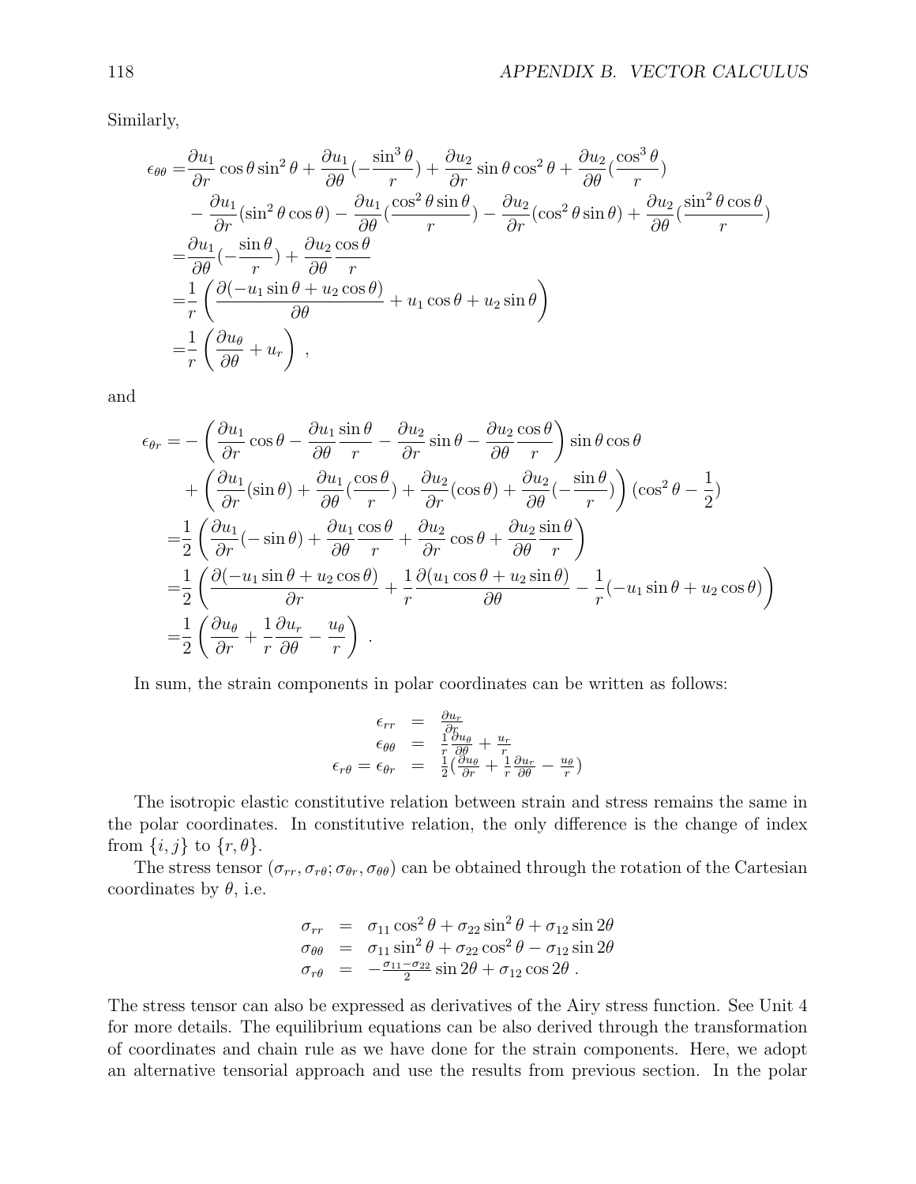Similarly,

$$
\begin{aligned}
\epsilon_{\theta\theta} =& \frac{\partial u_1}{\partial r}\cos\theta\sin^2\theta + \frac{\partial u_1}{\partial \theta}(-\frac{\sin^3\theta}{r}) + \frac{\partial u_2}{\partial r}\sin\theta\cos^2\theta + \frac{\partial u_2}{\partial \theta}(\frac{\cos^3\theta}{r}) \\
& - \frac{\partial u_1}{\partial r}(\sin^2\theta\cos\theta) - \frac{\partial u_1}{\partial \theta}(\frac{\cos^2\theta\sin\theta}{r}) - \frac{\partial u_2}{\partial r}(\cos^2\theta\sin\theta) + \frac{\partial u_2}{\partial \theta}(\frac{\sin^2\theta\cos\theta}{r}) \\
=& \frac{\partial u_1}{\partial \theta}(-\frac{\sin\theta}{r}) + \frac{\partial u_2}{\partial \theta}\frac{\cos\theta}{r} \\
=& \frac{1}{r}\left(\frac{\partial(-u_1\sin\theta + u_2\cos\theta)}{\partial\theta} + u_1\cos\theta + u_2\sin\theta\right) \\
=& \frac{1}{r}\left(\frac{\partial u_\theta}{\partial\theta} + u_r\right) \ ,
\end{aligned}
$$

and

$$
\begin{aligned}
\epsilon_{\theta r} =& -\left(\frac{\partial u_1}{\partial r}\cos\theta - \frac{\partial u_1}{\partial \theta}\frac{\sin\theta}{r} - \frac{\partial u_2}{\partial r}\sin\theta - \frac{\partial u_2}{\partial \theta}\frac{\cos\theta}{r}\right)\sin\theta\cos\theta \\
& + \left(\frac{\partial u_1}{\partial r}(\sin\theta) + \frac{\partial u_1}{\partial \theta}(\frac{\cos\theta}{r}) + \frac{\partial u_2}{\partial r}(\cos\theta) + \frac{\partial u_2}{\partial \theta}(-\frac{\sin\theta}{r})\right)(\cos^2\theta - \frac{1}{2}) \\
=& \frac{1}{2}\left(\frac{\partial u_1}{\partial r}(-\sin\theta) + \frac{\partial u_1}{\partial \theta}\frac{\cos\theta}{r} + \frac{\partial u_2}{\partial r}\cos\theta + \frac{\partial u_2}{\partial \theta}\frac{\sin\theta}{r}\right) \\
=& \frac{1}{2}\left(\frac{\partial(-u_1\sin\theta + u_2\cos\theta)}{\partial r} + \frac{1}{r}\frac{\partial(u_1\cos\theta + u_2\sin\theta)}{\partial\theta} - \frac{1}{r}(-u_1\sin\theta + u_2\cos\theta)\right) \\
=& \frac{1}{2}\left(\frac{\partial u_\theta}{\partial r} + \frac{1}{r}\frac{\partial u_r}{\partial\theta} - \frac{u_\theta}{r}\right) \ .
\end{aligned}
$$

In sum, the strain components in polar coordinates can be written as follows:

$$
\begin{aligned}
\epsilon_{rr} &= \frac{\partial u_r}{\partial r} \\
\epsilon_{\theta\theta} &= \frac{1}{r}\frac{\partial u_\theta}{\partial\theta} + \frac{u_r}{r} \\
\epsilon_{r\theta} = \epsilon_{\theta r} &= \frac{1}{2}\left(\frac{\partial u_\theta}{\partial r} + \frac{1}{r}\frac{\partial u_r}{\partial\theta} - \frac{u_\theta}{r}\right)
\end{aligned}
$$

The isotropic elastic constitutive relation between strain and stress remains the same in the polar coordinates. In constitutive relation, the only difference is the change of index from $\{i, j\}$ to $\{r, \theta\}$.

The stress tensor $(\sigma_{rr}, \sigma_{r\theta}; \sigma_{\theta r}, \sigma_{\theta\theta})$ can be obtained through the rotation of the Cartesian coordinates by $\theta$, i.e.

$$
\begin{aligned}
\sigma_{rr} &= \sigma_{11}\cos^2\theta + \sigma_{22}\sin^2\theta + \sigma_{12}\sin 2\theta \\
\sigma_{\theta\theta} &= \sigma_{11}\sin^2\theta + \sigma_{22}\cos^2\theta - \sigma_{12}\sin 2\theta \\
\sigma_{r\theta} &= -\frac{\sigma_{11} - \sigma_{22}}{2}\sin 2\theta + \sigma_{12}\cos 2\theta \ .
\end{aligned}
$$

The stress tensor can also be expressed as derivatives of the Airy stress function. See Unit 4 for more details. The equilibrium equations can be also derived through the transformation of coordinates and chain rule as we have done for the strain components. Here, we adopt an alternative tensorial approach and use the results from previous section. In the polar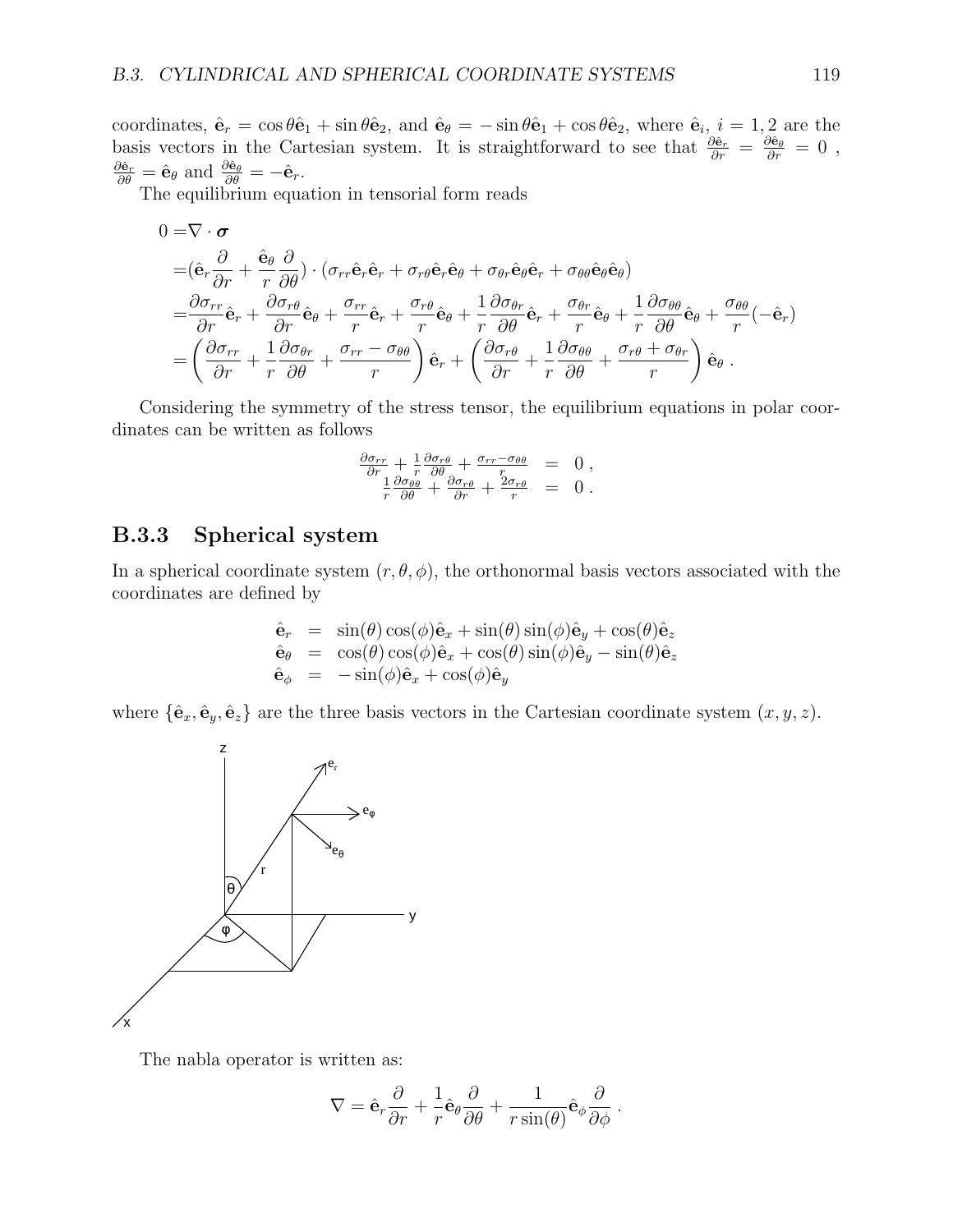coordinates, $\hat{\mathbf{e}}_r = \cos\theta\hat{\mathbf{e}}_1 + \sin\theta\hat{\mathbf{e}}_2$, and $\hat{\mathbf{e}}_\theta = -\sin\theta\hat{\mathbf{e}}_1 + \cos\theta\hat{\mathbf{e}}_2$, where $\hat{\mathbf{e}}_i,\ i = 1, 2$ are the basis vectors in the Cartesian system. It is straightforward to see that $\frac{\partial\hat{\mathbf{e}}_r}{\partial r} = \frac{\partial\hat{\mathbf{e}}_\theta}{\partial r} = 0$ , $\frac{\partial\hat{\mathbf{e}}_r}{\partial\theta} = \hat{\mathbf{e}}_\theta$ and $\frac{\partial\hat{\mathbf{e}}_\theta}{\partial\theta} = -\hat{\mathbf{e}}_r$.

The equilibrium equation in tensorial form reads

$$
\begin{aligned}
0 =& \nabla\cdot\boldsymbol{\sigma} \\
=& (\hat{\mathbf{e}}_r\frac{\partial}{\partial r} + \frac{\hat{\mathbf{e}}_\theta}{r}\frac{\partial}{\partial\theta})\cdot(\sigma_{rr}\hat{\mathbf{e}}_r\hat{\mathbf{e}}_r + \sigma_{r\theta}\hat{\mathbf{e}}_r\hat{\mathbf{e}}_\theta + \sigma_{\theta r}\hat{\mathbf{e}}_\theta\hat{\mathbf{e}}_r + \sigma_{\theta\theta}\hat{\mathbf{e}}_\theta\hat{\mathbf{e}}_\theta) \\
=& \frac{\partial\sigma_{rr}}{\partial r}\hat{\mathbf{e}}_r + \frac{\partial\sigma_{r\theta}}{\partial r}\hat{\mathbf{e}}_\theta + \frac{\sigma_{rr}}{r}\hat{\mathbf{e}}_r + \frac{\sigma_{r\theta}}{r}\hat{\mathbf{e}}_\theta + \frac{1}{r}\frac{\partial\sigma_{\theta r}}{\partial\theta}\hat{\mathbf{e}}_r + \frac{\sigma_{\theta r}}{r}\hat{\mathbf{e}}_\theta + \frac{1}{r}\frac{\partial\sigma_{\theta\theta}}{\partial\theta}\hat{\mathbf{e}}_\theta + \frac{\sigma_{\theta\theta}}{r}(-\hat{\mathbf{e}}_r) \\
=& \left(\frac{\partial\sigma_{rr}}{\partial r} + \frac{1}{r}\frac{\partial\sigma_{\theta r}}{\partial\theta} + \frac{\sigma_{rr}-\sigma_{\theta\theta}}{r}\right)\hat{\mathbf{e}}_r + \left(\frac{\partial\sigma_{r\theta}}{\partial r} + \frac{1}{r}\frac{\partial\sigma_{\theta\theta}}{\partial\theta} + \frac{\sigma_{r\theta}+\sigma_{\theta r}}{r}\right)\hat{\mathbf{e}}_\theta\ .
\end{aligned}
$$

Considering the symmetry of the stress tensor, the equilibrium equations in polar coordinates can be written as follows

$$
\begin{aligned}
\frac{\partial\sigma_{rr}}{\partial r} + \frac{1}{r}\frac{\partial\sigma_{r\theta}}{\partial\theta} + \frac{\sigma_{rr}-\sigma_{\theta\theta}}{r} &= 0\ , \\
\frac{1}{r}\frac{\partial\sigma_{\theta\theta}}{\partial\theta} + \frac{\partial\sigma_{r\theta}}{\partial r} + \frac{2\sigma_{r\theta}}{r} &= 0\ .
\end{aligned}
$$

### B.3.3 Spherical system

In a spherical coordinate system $(r, \theta, \phi)$, the orthonormal basis vectors associated with the coordinates are defined by

$$
\begin{aligned}
\hat{\mathbf{e}}_r &= \sin(\theta)\cos(\phi)\hat{\mathbf{e}}_x + \sin(\theta)\sin(\phi)\hat{\mathbf{e}}_y + \cos(\theta)\hat{\mathbf{e}}_z \\
\hat{\mathbf{e}}_\theta &= \cos(\theta)\cos(\phi)\hat{\mathbf{e}}_x + \cos(\theta)\sin(\phi)\hat{\mathbf{e}}_y - \sin(\theta)\hat{\mathbf{e}}_z \\
\hat{\mathbf{e}}_\phi &= -\sin(\phi)\hat{\mathbf{e}}_x + \cos(\phi)\hat{\mathbf{e}}_y
\end{aligned}
$$

where $\{\hat{\mathbf{e}}_x, \hat{\mathbf{e}}_y, \hat{\mathbf{e}}_z\}$ are the three basis vectors in the Cartesian coordinate system $(x, y, z)$.

The nabla operator is written as:

$$
\nabla = \hat{\mathbf{e}}_r\frac{\partial}{\partial r} + \frac{1}{r}\hat{\mathbf{e}}_\theta\frac{\partial}{\partial\theta} + \frac{1}{r\sin(\theta)}\hat{\mathbf{e}}_\phi\frac{\partial}{\partial\phi}\ .
$$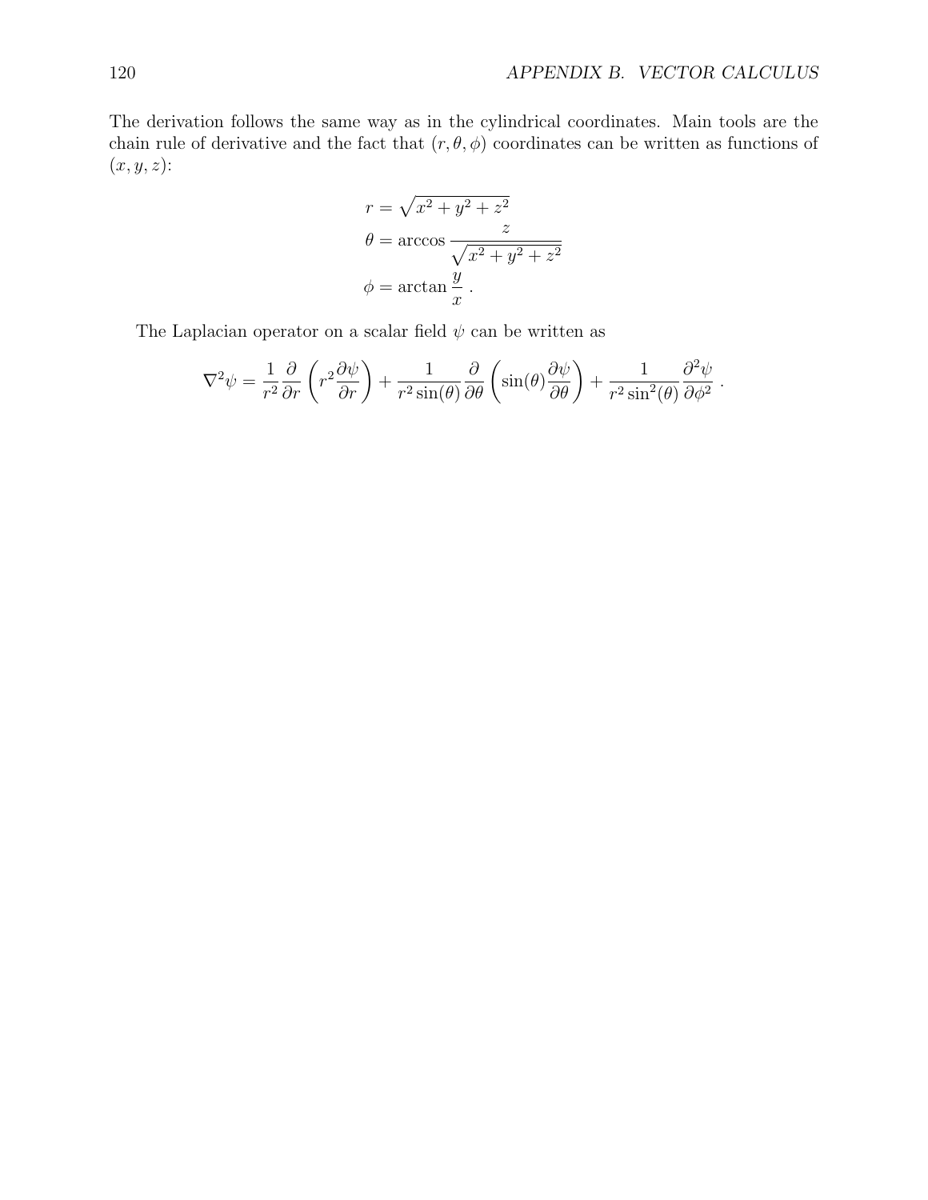The derivation follows the same way as in the cylindrical coordinates. Main tools are the chain rule of derivative and the fact that $(r, \theta, \phi)$ coordinates can be written as functions of $(x, y, z)$:

$$
\begin{aligned}
r &= \sqrt{x^2 + y^2 + z^2} \\
\theta &= \arccos \frac{z}{\sqrt{x^2 + y^2 + z^2}} \\
\phi &= \arctan \frac{y}{x} \ .
\end{aligned}
$$

The Laplacian operator on a scalar field $\psi$ can be written as

$$
\nabla^2 \psi = \frac{1}{r^2} \frac{\partial}{\partial r} \left( r^2 \frac{\partial \psi}{\partial r} \right) + \frac{1}{r^2 \sin(\theta)} \frac{\partial}{\partial \theta} \left( \sin(\theta) \frac{\partial \psi}{\partial \theta} \right) + \frac{1}{r^2 \sin^2(\theta)} \frac{\partial^2 \psi}{\partial \phi^2} \ .
$$